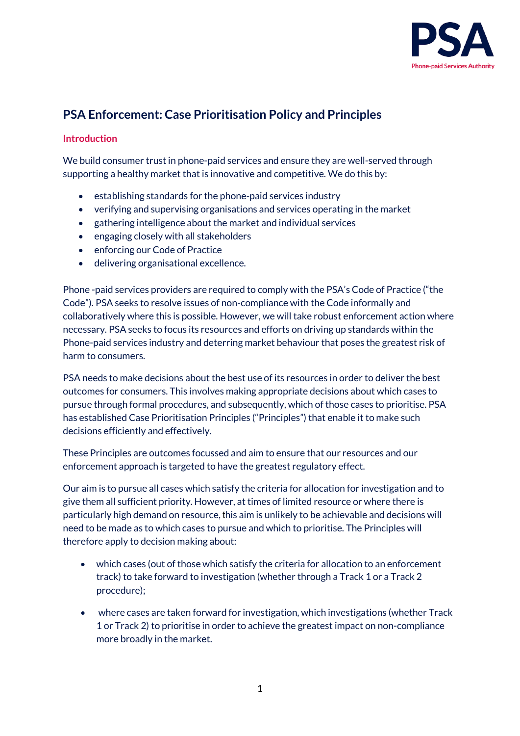# PSA Enforcement: Case Prioritisation Policy and Principles

## Introduction

We build consumer trust in phone-paid services and ensure they are well-served through supporting a healthy market that is innovative and competitive. We do this by:

- establishing standards for the phone-paid services industry
- verifying and supervising organisations and services operating in the market
- gathering intelligence about the market and individual services
- engaging closely with all stakeholders
- enforcing our Code of Practice
- delivering organisational excellence.

Phone -paid services providers are required to comply with the PSA's Code of Practice ("the Code"). PSA seeks to resolve issues of non-compliance with the Code informally and collaboratively where this is possible. However, we will take robust enforcement action where necessary. PSA seeks to focus its resources and efforts on driving up standards within the Phone-paid services industry and deterring market behaviour that poses the greatest risk of harm to consumers.

PSA needs to make decisions about the best use of its resources in order to deliver the best outcomes for consumers. This involves making appropriate decisions about which cases to pursue through formal procedures, and subsequently, which of those cases to prioritise. PSA has established Case Prioritisation Principles ("Principles") that enable it to make such decisions efficiently and effectively.

These Principles are outcomes focussed and aim to ensure that our resources and our enforcement approach is targeted to have the greatest regulatory effect.

Our aim is to pursue all cases which satisfy the criteria for allocation for investigation and to give them all sufficient priority. However, at times of limited resource or where there is particularly high demand on resource, this aim is unlikely to be achievable and decisions will need to be made as to which cases to pursue and which to prioritise. The Principles will therefore apply to decision making about:

- which cases (out of those which satisfy the criteria for allocation to an enforcement track) to take forward to investigation (whether through a Track 1 or a Track 2 procedure);
- where cases are taken forward for investigation, which investigations (whether Track 1 or Track 2) to prioritise in order to achieve the greatest impact on non-compliance more broadly in the market.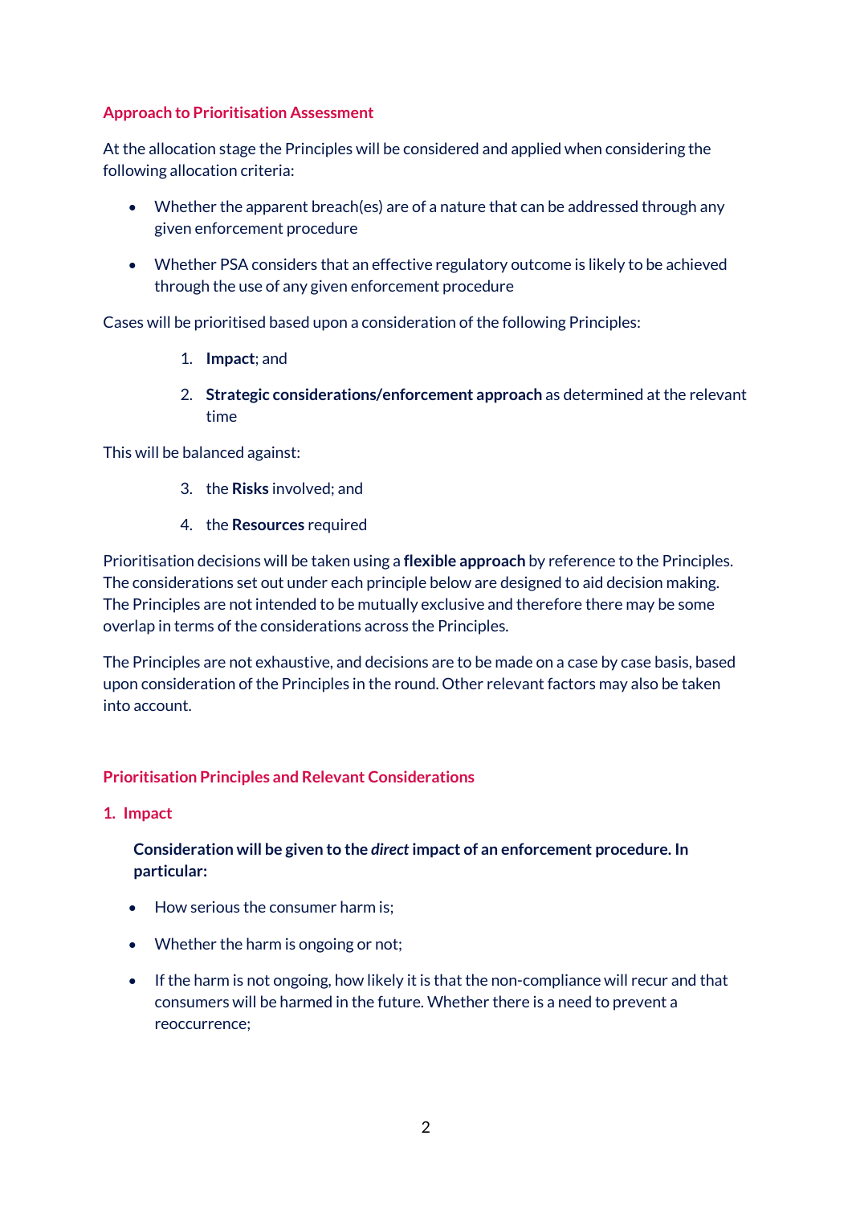## Approach to Prioritisation Assessment

At the allocation stage the Principles will be considered and applied when considering the following allocation criteria:

- Whether the apparent breach(es) are of a nature that can be addressed through any given enforcement procedure
- Whether PSA considers that an effective regulatory outcome is likely to be achieved through the use of any given enforcement procedure

Cases will be prioritised based upon a consideration of the following Principles:

1. **Impact**; and
2. **Strategic considerations/enforcement approach** as determined at the relevant time

This will be balanced against:

3. the **Risks** involved; and
4. the **Resources** required

Prioritisation decisions will be taken using a **flexible approach** by reference to the Principles. The considerations set out under each principle below are designed to aid decision making. The Principles are not intended to be mutually exclusive and therefore there may be some overlap in terms of the considerations across the Principles.

The Principles are not exhaustive, and decisions are to be made on a case by case basis, based upon consideration of the Principles in the round. Other relevant factors may also be taken into account.

## Prioritisation Principles and Relevant Considerations

### 1. Impact

**Consideration will be given to the *direct* impact of an enforcement procedure. In particular:**

- How serious the consumer harm is;
- Whether the harm is ongoing or not;
- If the harm is not ongoing, how likely it is that the non-compliance will recur and that consumers will be harmed in the future. Whether there is a need to prevent a reoccurrence;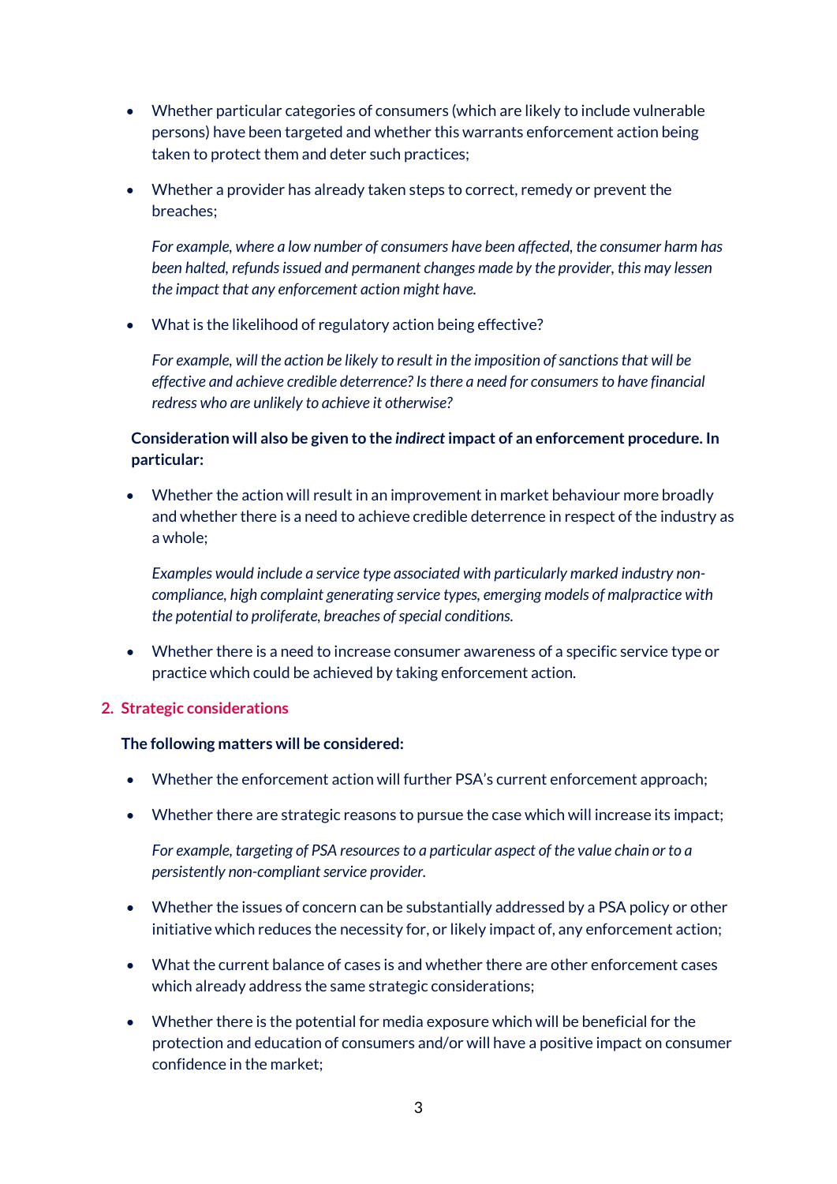- Whether particular categories of consumers (which are likely to include vulnerable persons) have been targeted and whether this warrants enforcement action being taken to protect them and deter such practices;

- Whether a provider has already taken steps to correct, remedy or prevent the breaches;

  *For example, where a low number of consumers have been affected, the consumer harm has been halted, refunds issued and permanent changes made by the provider, this may lessen the impact that any enforcement action might have.*

- What is the likelihood of regulatory action being effective?

  *For example, will the action be likely to result in the imposition of sanctions that will be effective and achieve credible deterrence? Is there a need for consumers to have financial redress who are unlikely to achieve it otherwise?*

**Consideration will also be given to the *indirect* impact of an enforcement procedure. In particular:**

- Whether the action will result in an improvement in market behaviour more broadly and whether there is a need to achieve credible deterrence in respect of the industry as a whole;

  *Examples would include a service type associated with particularly marked industry non-compliance, high complaint generating service types, emerging models of malpractice with the potential to proliferate, breaches of special conditions.*

- Whether there is a need to increase consumer awareness of a specific service type or practice which could be achieved by taking enforcement action.

## 2. Strategic considerations

**The following matters will be considered:**

- Whether the enforcement action will further PSA's current enforcement approach;

- Whether there are strategic reasons to pursue the case which will increase its impact;

  *For example, targeting of PSA resources to a particular aspect of the value chain or to a persistently non-compliant service provider.*

- Whether the issues of concern can be substantially addressed by a PSA policy or other initiative which reduces the necessity for, or likely impact of, any enforcement action;

- What the current balance of cases is and whether there are other enforcement cases which already address the same strategic considerations;

- Whether there is the potential for media exposure which will be beneficial for the protection and education of consumers and/or will have a positive impact on consumer confidence in the market;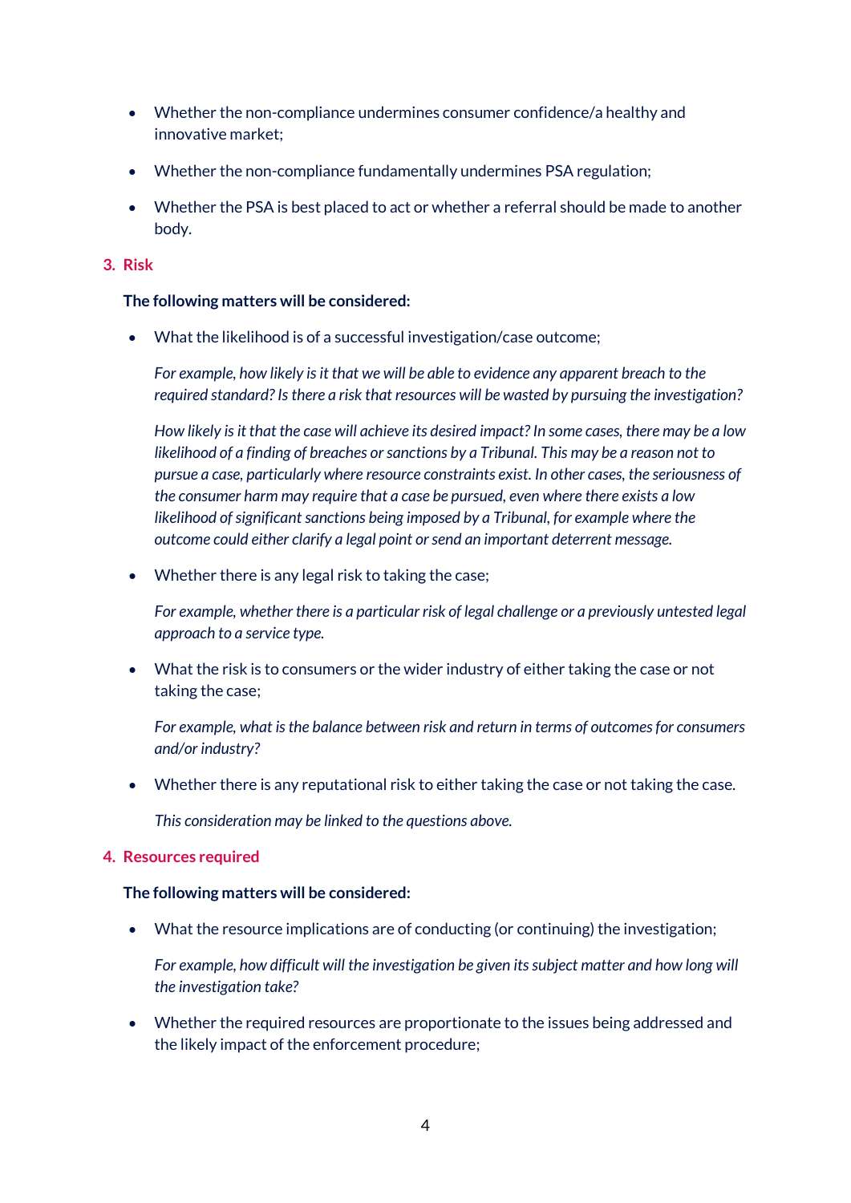- Whether the non-compliance undermines consumer confidence/a healthy and innovative market;
- Whether the non-compliance fundamentally undermines PSA regulation;
- Whether the PSA is best placed to act or whether a referral should be made to another body.

## 3. Risk

**The following matters will be considered:**

- What the likelihood is of a successful investigation/case outcome;

  *For example, how likely is it that we will be able to evidence any apparent breach to the required standard? Is there a risk that resources will be wasted by pursuing the investigation?*

  *How likely is it that the case will achieve its desired impact? In some cases, there may be a low likelihood of a finding of breaches or sanctions by a Tribunal. This may be a reason not to pursue a case, particularly where resource constraints exist. In other cases, the seriousness of the consumer harm may require that a case be pursued, even where there exists a low likelihood of significant sanctions being imposed by a Tribunal, for example where the outcome could either clarify a legal point or send an important deterrent message.*

- Whether there is any legal risk to taking the case;

  *For example, whether there is a particular risk of legal challenge or a previously untested legal approach to a service type.*

- What the risk is to consumers or the wider industry of either taking the case or not taking the case;

  *For example, what is the balance between risk and return in terms of outcomes for consumers and/or industry?*

- Whether there is any reputational risk to either taking the case or not taking the case.

  *This consideration may be linked to the questions above.*

## 4. Resources required

**The following matters will be considered:**

- What the resource implications are of conducting (or continuing) the investigation;

  *For example, how difficult will the investigation be given its subject matter and how long will the investigation take?*

- Whether the required resources are proportionate to the issues being addressed and the likely impact of the enforcement procedure;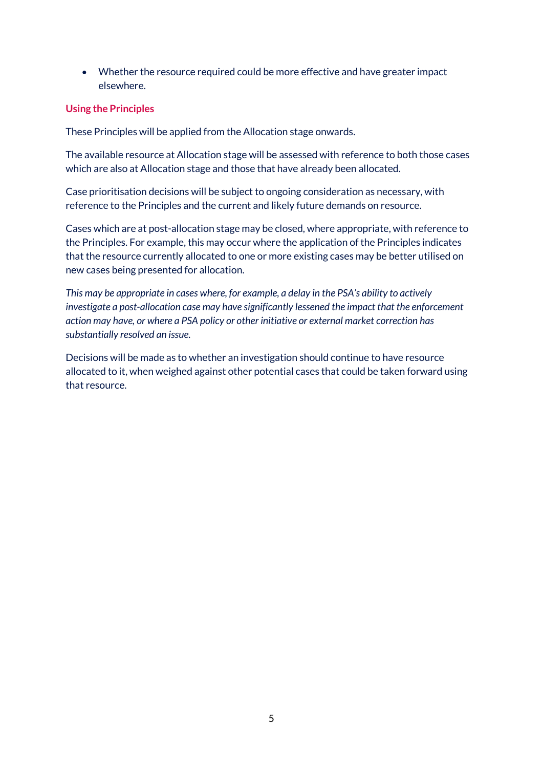- Whether the resource required could be more effective and have greater impact elsewhere.

## Using the Principles

These Principles will be applied from the Allocation stage onwards.

The available resource at Allocation stage will be assessed with reference to both those cases which are also at Allocation stage and those that have already been allocated.

Case prioritisation decisions will be subject to ongoing consideration as necessary, with reference to the Principles and the current and likely future demands on resource.

Cases which are at post-allocation stage may be closed, where appropriate, with reference to the Principles. For example, this may occur where the application of the Principles indicates that the resource currently allocated to one or more existing cases may be better utilised on new cases being presented for allocation.

*This may be appropriate in cases where, for example, a delay in the PSA's ability to actively investigate a post-allocation case may have significantly lessened the impact that the enforcement action may have, or where a PSA policy or other initiative or external market correction has substantially resolved an issue.*

Decisions will be made as to whether an investigation should continue to have resource allocated to it, when weighed against other potential cases that could be taken forward using that resource.